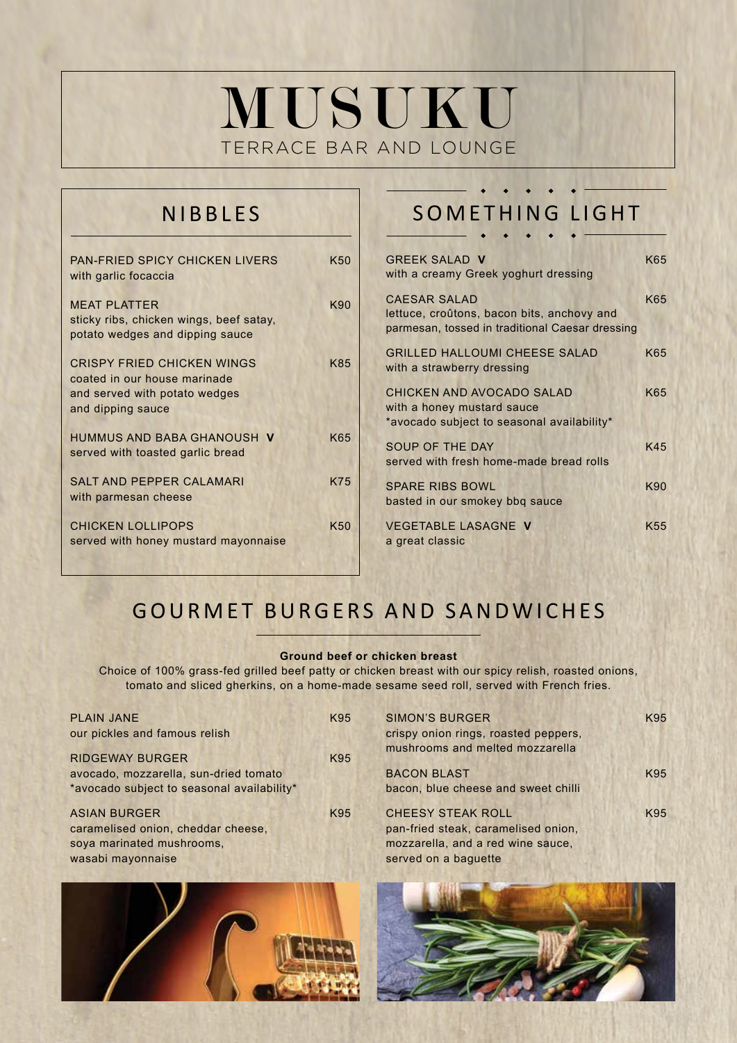# MUSUKU

TERRACE BAR AND LOUNGE

## NIBBLES

| Item | Price |
| --- | --- |
| PAN-FRIED SPICY CHICKEN LIVERS<br>with garlic focaccia | K50 |
| MEAT PLATTER<br>sticky ribs, chicken wings, beef satay, potato wedges and dipping sauce | K90 |
| CRISPY FRIED CHICKEN WINGS<br>coated in our house marinade and served with potato wedges and dipping sauce | K85 |
| HUMMUS AND BABA GHANOUSH **V**<br>served with toasted garlic bread | K65 |
| SALT AND PEPPER CALAMARI<br>with parmesan cheese | K75 |
| CHICKEN LOLLIPOPS<br>served with honey mustard mayonnaise | K50 |

## SOMETHING LIGHT

| Item | Price |
| --- | --- |
| GREEK SALAD **V**<br>with a creamy Greek yoghurt dressing | K65 |
| CAESAR SALAD<br>lettuce, croûtons, bacon bits, anchovy and parmesan, tossed in traditional Caesar dressing | K65 |
| GRILLED HALLOUMI CHEESE SALAD<br>with a strawberry dressing | K65 |
| CHICKEN AND AVOCADO SALAD<br>with a honey mustard sauce<br>*avocado subject to seasonal availability* | K65 |
| SOUP OF THE DAY<br>served with fresh home-made bread rolls | K45 |
| SPARE RIBS BOWL<br>basted in our smokey bbq sauce | K90 |
| VEGETABLE LASAGNE **V**<br>a great classic | K55 |

## GOURMET BURGERS AND SANDWICHES

**Ground beef or chicken breast**

Choice of 100% grass-fed grilled beef patty or chicken breast with our spicy relish, roasted onions, tomato and sliced gherkins, on a home-made sesame seed roll, served with French fries.

| Item | Price |
| --- | --- |
| PLAIN JANE<br>our pickles and famous relish | K95 |
| RIDGEWAY BURGER<br>avocado, mozzarella, sun-dried tomato<br>*avocado subject to seasonal availability* | K95 |
| ASIAN BURGER<br>caramelised onion, cheddar cheese, soya marinated mushrooms, wasabi mayonnaise | K95 |
| SIMON'S BURGER<br>crispy onion rings, roasted peppers, mushrooms and melted mozzarella | K95 |
| BACON BLAST<br>bacon, blue cheese and sweet chilli | K95 |
| CHEESY STEAK ROLL<br>pan-fried steak, caramelised onion, mozzarella, and a red wine sauce, served on a baguette | K95 |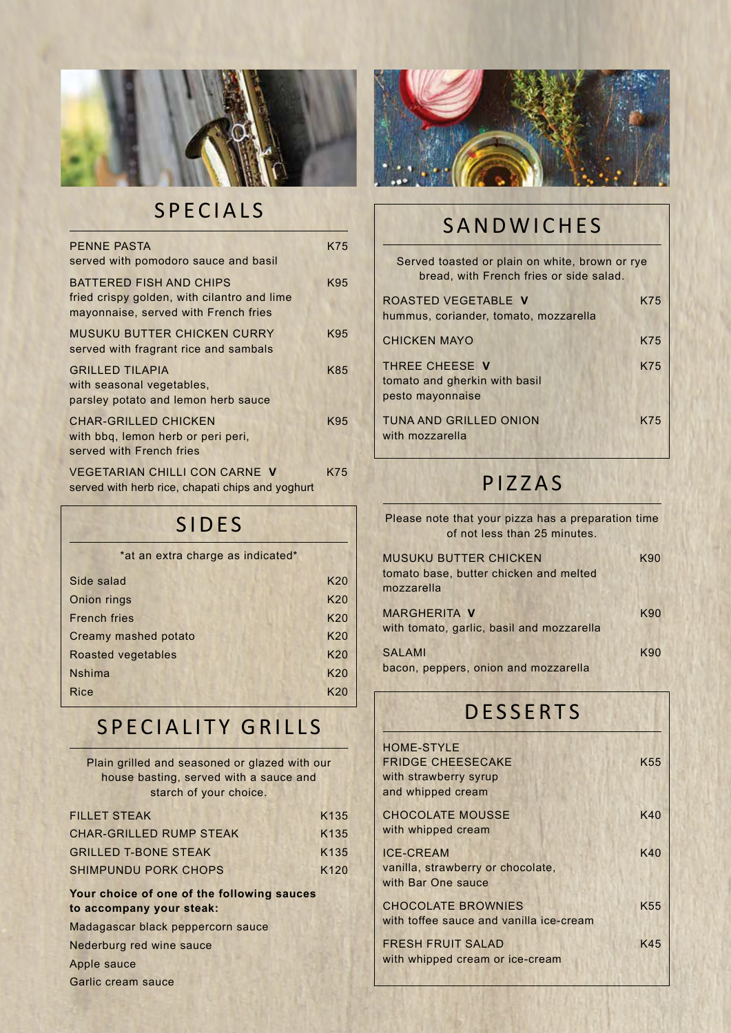## SPECIALS

| | |
|---|---|
| PENNE PASTA<br>served with pomodoro sauce and basil | K75 |
| BATTERED FISH AND CHIPS<br>fried crispy golden, with cilantro and lime mayonnaise, served with French fries | K95 |
| MUSUKU BUTTER CHICKEN CURRY<br>served with fragrant rice and sambals | K95 |
| GRILLED TILAPIA<br>with seasonal vegetables, parsley potato and lemon herb sauce | K85 |
| CHAR-GRILLED CHICKEN<br>with bbq, lemon herb or peri peri, served with French fries | K95 |
| VEGETARIAN CHILLI CON CARNE **V**<br>served with herb rice, chapati chips and yoghurt | K75 |

## SIDES

*at an extra charge as indicated*

| | |
|---|---|
| Side salad | K20 |
| Onion rings | K20 |
| French fries | K20 |
| Creamy mashed potato | K20 |
| Roasted vegetables | K20 |
| Nshima | K20 |
| Rice | K20 |

## SPECIALITY GRILLS

Plain grilled and seasoned or glazed with our house basting, served with a sauce and starch of your choice.

| | |
|---|---|
| FILLET STEAK | K135 |
| CHAR-GRILLED RUMP STEAK | K135 |
| GRILLED T-BONE STEAK | K135 |
| SHIMPUNDU PORK CHOPS | K120 |

**Your choice of one of the following sauces to accompany your steak:**

Madagascar black peppercorn sauce
Nederburg red wine sauce
Apple sauce
Garlic cream sauce

## SANDWICHES

Served toasted or plain on white, brown or rye bread, with French fries or side salad.

| | |
|---|---|
| ROASTED VEGETABLE **V**<br>hummus, coriander, tomato, mozzarella | K75 |
| CHICKEN MAYO | K75 |
| THREE CHEESE **V**<br>tomato and gherkin with basil pesto mayonnaise | K75 |
| TUNA AND GRILLED ONION<br>with mozzarella | K75 |

## PIZZAS

Please note that your pizza has a preparation time of not less than 25 minutes.

| | |
|---|---|
| MUSUKU BUTTER CHICKEN<br>tomato base, butter chicken and melted mozzarella | K90 |
| MARGHERITA **V**<br>with tomato, garlic, basil and mozzarella | K90 |
| SALAMI<br>bacon, peppers, onion and mozzarella | K90 |

## DESSERTS

| | |
|---|---|
| HOME-STYLE FRIDGE CHEESECAKE<br>with strawberry syrup and whipped cream | K55 |
| CHOCOLATE MOUSSE<br>with whipped cream | K40 |
| ICE-CREAM<br>vanilla, strawberry or chocolate, with Bar One sauce | K40 |
| CHOCOLATE BROWNIES<br>with toffee sauce and vanilla ice-cream | K55 |
| FRESH FRUIT SALAD<br>with whipped cream or ice-cream | K45 |